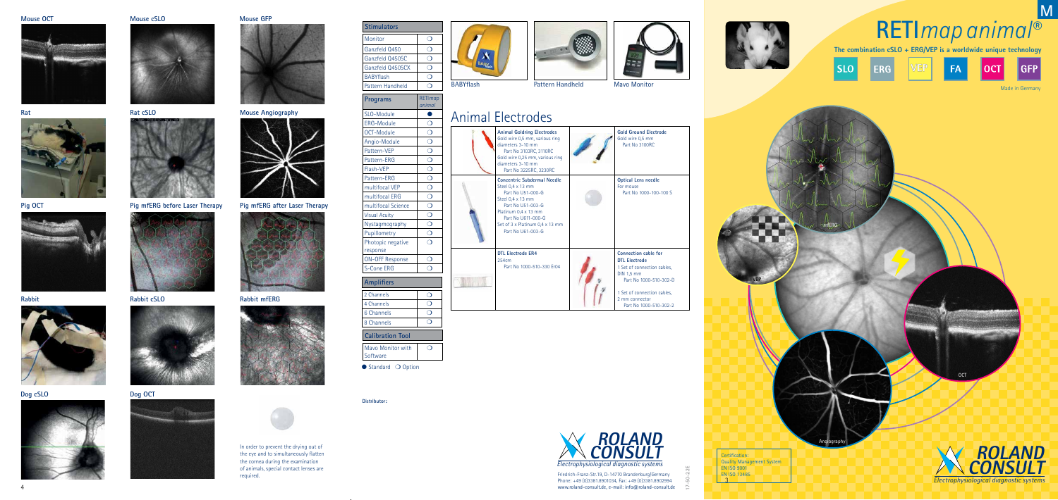Mouse OCT

Mouse cSLO

Mouse GFP

Rat

Rat cSLO

Mouse Angiography

Pig OCT

Pig mfERG before Laser Therapy

Pig mfERG after Laser Therapy

Rabbit

Rabbit cSLO

Rabbit mfERG

Dog cSLO

Dog OCT

In order to prevent the drying out of the eye and to simultaneously flatten the cornea during the examination of animals, special contact lenses are required.

| Stimulators | |
|---|---|
| Monitor | ❍ |
| Ganzfeld Q450 | ❍ |
| Ganzfeld Q450SC | ❍ |
| Ganzfeld Q450SCX | ❍ |
| BABYflash | ❍ |
| Pattern Handheld | ❍ |

| Programs | RETImap animal |
|---|---|
| SLO-Module | ● |
| ERG-Module | ❍ |
| OCT-Module | ❍ |
| Angio-Module | ❍ |
| Pattern-VEP | ❍ |
| Pattern-ERG | ❍ |
| Flash-VEP | ❍ |
| Pattern-ERG | ❍ |
| multifocal VEP | ❍ |
| multifocal ERG | ❍ |
| multifocal Science | ❍ |
| Visual Acuity | ❍ |
| Nystagmography | ❍ |
| Pupillometry | ❍ |
| Photopic negative response | ❍ |
| ON-OFF Response | ❍ |
| S-Cone ERG | ❍ |

| Amplifiers | |
|---|---|
| 2 Channels | ❍ |
| 4 Channels | ❍ |
| 6 Channels | ❍ |
| 8 Channels | ❍ |

| Calibration Tool | |
|---|---|
| Mavo Monitor with Software | ❍ |

● Standard ❍ Option

Distributor:

BABYflash

Pattern Handheld

Mavo Monitor

# Animal Electrodes

| | | | |
|---|---|---|---|
| | **Animal Goldring Electrodes** Gold wire 0,5 mm, various ring diameters 3–10 mm Part No 3103RC, 3110RC Gold wire 0,25 mm, various ring diameters 3–10 mm Part No 3225RC, 3230RC | | **Gold Ground Electrode** Gold wire 0,5 mm Part No 3100RC |
| | **Concentric Subdermal Needle** Steel 0,4 x 13 mm Part No U51-000-G Steel 0,4 x 13 mm Part No U51-003-G Platinum 0,4 x 13 mm Part No U611-000-G Set of 3 x Platinum 0,4 x 13 mm Part No U61-003-G | | **Optical Lens needle** For mouse Part No 1000-100-100 5 |
| | **DTL Electrode ER4** 254cm Part No 1000-510-330 Er04 | | **Connection cable for DTL Electrode** 1 Set of connection cables, DIN 1,5 mm Part No 1000-510-302-D 1 Set of connection cables, 2 mm connector Part No 1000-510-302-2 |

ROLAND CONSULT
*Electrophysiological diagnostic systems*

Friedrich-Franz-Str.19, D-14770 Brandenburg/Germany
Phone: +49 (0)3381.8901034, Fax: +49 (0)3381.8902994
www.roland-consult.de, e-mail: info@roland-consult.de

17-50-22E

M

# RETI*map animal*®

**The combination cSLO + ERG/VEP is a worldwide unique technology**

SLO ERG VEP FA OCT GFP

Made in Germany

mfERG

VEP

OCT

Angiography

Certification:
Quality Management System
EN ISO 9001
EN ISO 13485

ROLAND CONSULT
*Electrophysiological diagnostic systems*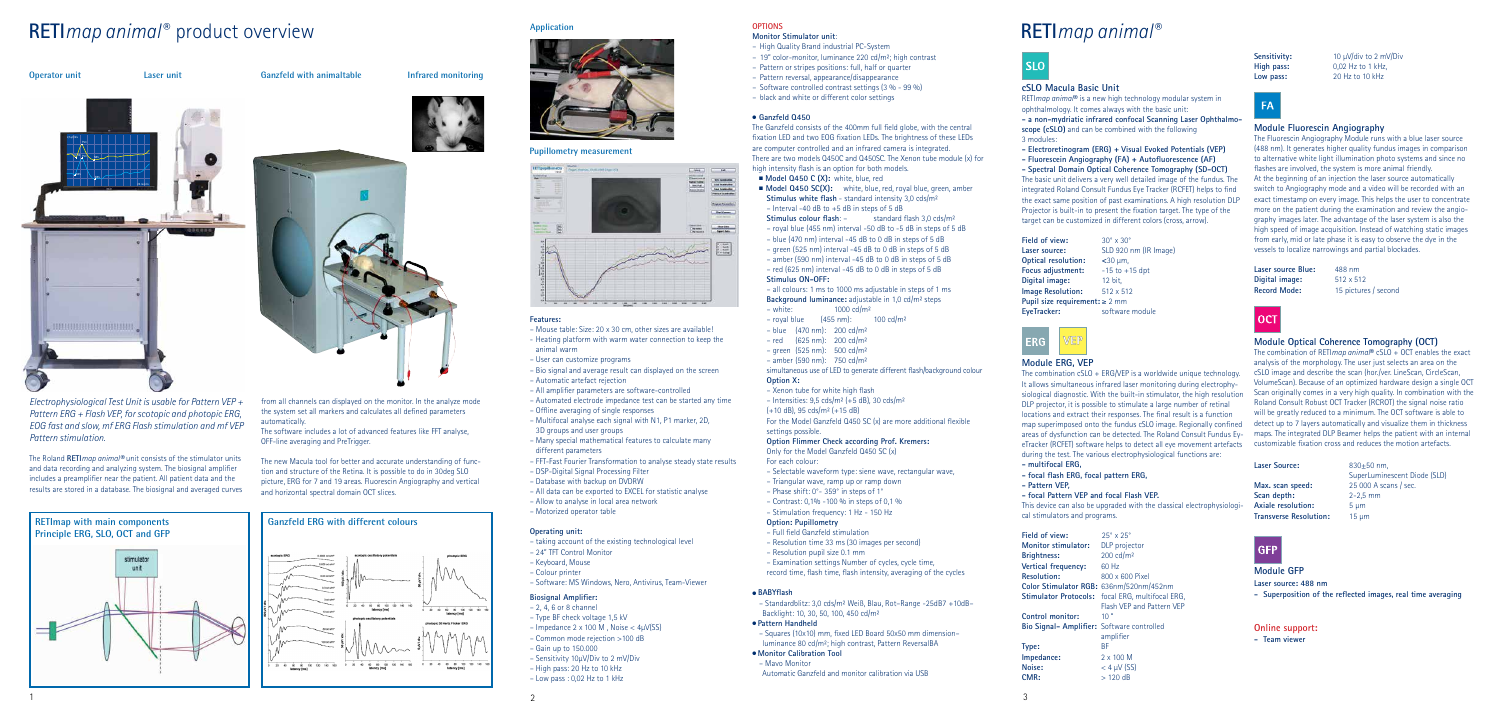# RETI*map animal*® product overview

**Operator unit** **Laser unit** **Ganzfeld with animaltable** **Infrared monitoring**

*Electrophysiological Test Unit is usable for Pattern VEP + Pattern ERG + Flash VEP, for scotopic and photopic ERG, EOG fast and slow, mf ERG Flash stimulation and mf VEP Pattern stimulation.*

The Roland **RETI***map animal*® unit consists of the stimulator units and data recording and analyzing system. The biosignal amplifier includes a preamplifier near the patient. All patient data and the results are stored in a database. The biosignal and averaged curves from all channels can displayed on the monitor. In the analyze mode the system set all markers and calculates all defined parameters automatically.

The software includes a lot of advanced features like FFT analyse, OFF-line averaging and PreTrigger.

The new Macula tool for better and accurate understanding of function and structure of the Retina. It is possible to do in 30deg SLO picture, ERG for 7 and 19 areas, Fluorescin Angiography and vertical and horizontal spectral domain OCT slices.

**RETImap with main components Principle ERG, SLO, OCT and GFP**

stimulator unit

**Ganzfeld ERG with different colours**

## Application

**Pupillometry measurement**

### Features:

- Mouse table: Size: 20 x 30 cm, other sizes are available!
- Heating platform with warm water connection to keep the animal warm
- User can customize programs
- Bio signal and average result can displayed on the screen
- Automatic artefact rejection
- All amplifier parameters are software-controlled
- Automated electrode impedance test can be started any time
- Offline averaging of single responses
- Multifocal analyse each signal with N1, P1 marker, 2D, 3D groups and user groups
- Many special mathematical features to calculate many different parameters
- FFT-Fast Fourier Transformation to analyse steady state results
- DSP-Digital Signal Processing Filter
- Database with backup on DVDRW
- All data can be exported to EXCEL for statistic analyse
- Allow to analyse in local area network
- Motorized operator table

### Operating unit:

- taking account of the existing technological level
- 24" TFT Control Monitor
- Keyboard, Mouse
- Colour printer
- Software: MS Windows, Nero, Antivirus, Team-Viewer

### Biosignal Amplifier:

- 2, 4, 6 or 8 channel
- Type BF check voltage 1,5 kV
- Impedance 2 x 100 M , Noise < 4μV(SS)
- Common mode rejection >100 dB
- Gain up to 150.000
- Sensitivity 10μV/Div to 2 mV/Div
- High pass: 20 Hz to 10 kHz
- Low pass : 0,02 Hz to 1 kHz

## OPTIONS

### Monitor Stimulator unit:

- High Quality Brand industrial PC-System
- 19" color-monitor, luminance 220 cd/m²; high contrast
- Pattern or stripes positions: full, half or quarter
- Pattern reversal, appearance/disappearance
- Software controlled contrast settings (3 % - 99 %)
- black and white or different color settings

### • Ganzfeld Q450

The Ganzfeld consists of the 400mm full field globe, with the central fixation LED and two EOG fixation LEDs. The brightness of these LEDs are computer controlled and an infrared camera is integrated. There are two models Q450C and Q450SC. The Xenon tube module (x) for high intensity flash is an option for both models.

- **Model Q450 C (X):** white, blue, red
- **Model Q450 SC(X):** white, blue, red, royal blue, green, amber

**Stimulus white flash** - standard intensity 3,0 cds/m²
- Interval -40 dB to +5 dB in steps of 5 dB

**Stimulus colour flash:** - standard flash 3,0 cds/m²
- royal blue (455 nm) interval -50 dB to -5 dB in steps of 5 dB
- blue (470 nm) interval -45 dB to 0 dB in steps of 5 dB
- green (525 nm) interval -45 dB to 0 dB in steps of 5 dB
- amber (590 nm) interval -45 dB to 0 dB in steps of 5 dB
- red (625 nm) interval -45 dB to 0 dB in steps of 5 dB

**Stimulus ON-OFF:**
- all colours: 1 ms to 1000 ms adjustable in steps of 1 ms

**Background luminance:** adjustable in 1,0 cd/m² steps
- white: 1000 cd/m²
- royal blue (455 nm): 100 cd/m²
- blue (470 nm): 200 cd/m²
- red (625 nm): 200 cd/m²
- green (525 nm): 500 cd/m²
- amber (590 nm): 750 cd/m²

simultaneous use of LED to generate different flash/background colour

**Option X:**
- Xenon tube for white high flash
- Intensities: 9,5 cds/m² (+5 dB), 30 cds/m² (+10 dB), 95 cds/m² (+15 dB)

For the Model Ganzfeld Q450 SC (x) are more additional flexible settings possible.

**Option Flimmer Check according Prof. Kremers:**
Only for the Model Ganzfeld Q450 SC (x)
For each colour:
- Selectable waveform type: siene wave, rectangular wave,
- Triangular wave, ramp up or ramp down
- Phase shift: 0°- 359° in steps of 1°
- Contrast: 0,1% -100 % in steps of 0,1 %
- Stimulation frequency: 1 Hz - 150 Hz

**Option: Pupillometry**
- Full field Ganzfeld stimulation
- Resolution time 33 ms (30 images per second)
- Resolution pupil size 0.1 mm
- Examination settings Number of cycles, cycle time, record time, flash time, flash intensity, averaging of the cycles

### • BABYflash

- Standardblitz: 3,0 cds/m² Weiß, Blau, Rot-Range -25dB? +10dB-
Backlight: 10, 20, 50, 100, 450 cd/m²

### • Pattern Handheld

- Squares (10x10) mm, fixed LED Board 50x50 mm dimension-luminance 80 cd/m²; high contrast, Pattern ReversalBA

### • Monitor Calibration Tool

- Mavo Monitor
Automatic Ganzfeld and monitor calibration via USB

# RETI*map animal*®

## SLO

### cSLO Macula Basic Unit

RETI*map animal*® is a new high technology modular system in ophthalmology. It comes always with the basic unit:
**- a non-mydriatic infrared confocal Scanning Laser Ophthalmoscope (cSLO)** and can be combined with the following 3 modules:
**- Electroretinogram (ERG) + Visual Evoked Potentials (VEP)**
**- Fluorescein Angiography (FA) + Autofluorescence (AF)**
**- Spectral Domain Optical Coherence Tomography (SD-OCT)**
The basic unit delivers a very well detailed image of the fundus. The integrated Roland Consult Fundus Eye Tracker (RCFET) helps to find the exact same position of past examinations. A high resolution DLP Projector is built-in to present the fixation target. The type of the target can be customized in different colors (cross, arrow).

| | |
|---|---|
| **Field of view:** | 30° x 30° |
| **Laser source:** | SLD 820 nm (IR Image) |
| **Optical resolution:** | <30 μm, |
| **Focus adjustment:** | -15 to +15 dpt |
| **Digital image:** | 12 bit, |
| **Image Resolution:** | 512 x 512 |
| **Pupil size requirement:** | ≥ 2 mm |
| **EyeTracker:** | software module |

## ERG VEP

### Module ERG, VEP

The combination cSLO + ERG/VEP is a worldwide unique technology. It allows simultaneous infrared laser monitoring during electrophysiological diagnostic. With the built-in stimulator, the high resolution DLP projector, it is possible to stimulate a large number of retinal locations and extract their responses. The final result is a function map superimposed onto the fundus cSLO image. Regionally confined areas of dysfunction can be detected. The Roland Consult Fundus EyeTracker (RCFET) software helps to detect all eye movement artefacts during the test. The various electrophysiological functions are:
**- multifocal ERG,**
**- focal flash ERG, focal pattern ERG,**
**- Pattern VEP,**
**- focal Pattern VEP and focal Flash VEP.**
This device can also be upgraded with the classical electrophysiological stimulators and programs.

| | |
|---|---|
| **Field of view:** | 25° x 25° |
| **Monitor stimulator:** | DLP projector |
| **Brightness:** | 200 cd/m² |
| **Vertical frequency:** | 60 Hz |
| **Resolution:** | 800 x 600 Pixel |
| **Color Stimulator RGB:** | 636nm/520nm/452nm |
| **Stimulator Protocols:** | focal ERG, multifocal ERG, Flash VEP and Pattern VEP |
| **Control monitor:** | 10 " |
| **Bio Signal- Amplifier:** | Software controlled amplifier |
| **Type:** | BF |
| **Impedance:** | 2 x 100 M |
| **Noise:** | < 4 μV (SS) |
| **CMR:** | > 120 dB |
| **Sensitivity:** | 10 μV/div to 2 mV/Div |
| **High pass:** | 0,02 Hz to 1 kHz, |
| **Low pass:** | 20 Hz to 10 kHz |

## FA

### Module Fluorescin Angiography

The Fluorescin Angiography Module runs with a blue laser source (488 nm). It generates higher quality fundus images in comparison to alternative white light illumination photo systems and since no flashes are involved, the system is more animal friendly. At the beginning of an injection the laser source automatically switch to Angiography mode and a video will be recorded with an exact timestamp on every image. This helps the user to concentrate more on the patient during the examination and review the angiography images later. The advantage of the laser system is also the high speed of image acquisition. Instead of watching static images from early, mid or late phase it is easy to observe the dye in the vessels to localize narrowings and partial blockades.

| | |
|---|---|
| **Laser source Blue:** | 488 nm |
| **Digital image:** | 512 x 512 |
| **Record Mode:** | 15 pictures / second |

## OCT

### Module Optical Coherence Tomography (OCT)

The combination of RETI*map animal*® cSLO + OCT enables the exact analysis of the morphology. The user just selects an area on the cSLO image and decides the scan (hor./ver. LineScan, CircleScan, VolumeScan). Because of an optimized hardware design a single OCT Scan originally comes in a very high quality. In combination with the Roland Consult Robust OCT Tracker (RCROT) the signal noise ratio will be greatly reduced to a minimum. The OCT software is able to detect up to 7 layers automatically and visualize them in thickness maps. The integrated DLP Beamer helps the patient with an internal customizable fixation cross and reduces the motion artefacts.

| | |
|---|---|
| **Laser Source:** | 830±50 nm, SuperLuminescent Diode (SLD) |
| **Max. scan speed:** | 25 000 A scans / sec. |
| **Scan depth:** | 2-2,5 mm |
| **Axiale resolution:** | 5 μm |
| **Transverse Resolution:** | 15 μm |

## GFP

**Module GFP**
**Laser source: 488 nm**
**- Superposition of the reflected images, real time averaging**

**Online support:**
**- Team viewer**